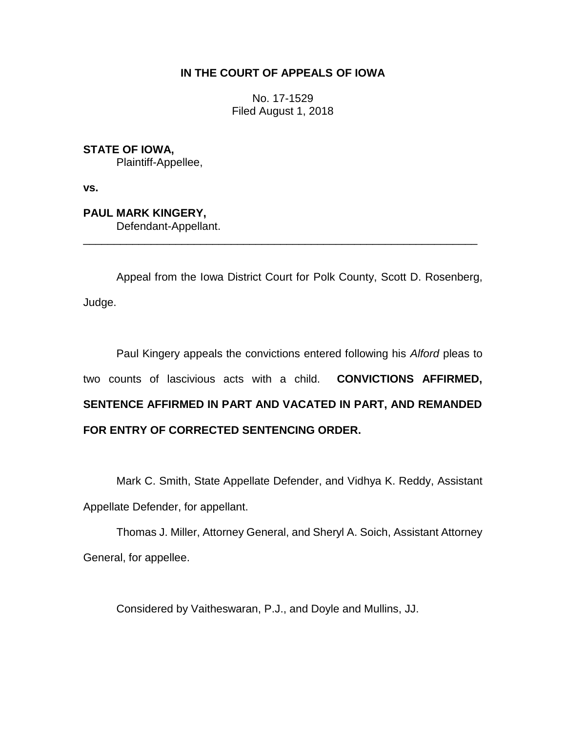**IN THE COURT OF APPEALS OF IOWA**

No. 17-1529
Filed August 1, 2018

**STATE OF IOWA,**
Plaintiff-Appellee,

**vs.**

**PAUL MARK KINGERY,**
Defendant-Appellant.

---

Appeal from the Iowa District Court for Polk County, Scott D. Rosenberg, Judge.

Paul Kingery appeals the convictions entered following his *Alford* pleas to two counts of lascivious acts with a child. **CONVICTIONS AFFIRMED, SENTENCE AFFIRMED IN PART AND VACATED IN PART, AND REMANDED FOR ENTRY OF CORRECTED SENTENCING ORDER.**

Mark C. Smith, State Appellate Defender, and Vidhya K. Reddy, Assistant Appellate Defender, for appellant.

Thomas J. Miller, Attorney General, and Sheryl A. Soich, Assistant Attorney General, for appellee.

Considered by Vaitheswaran, P.J., and Doyle and Mullins, JJ.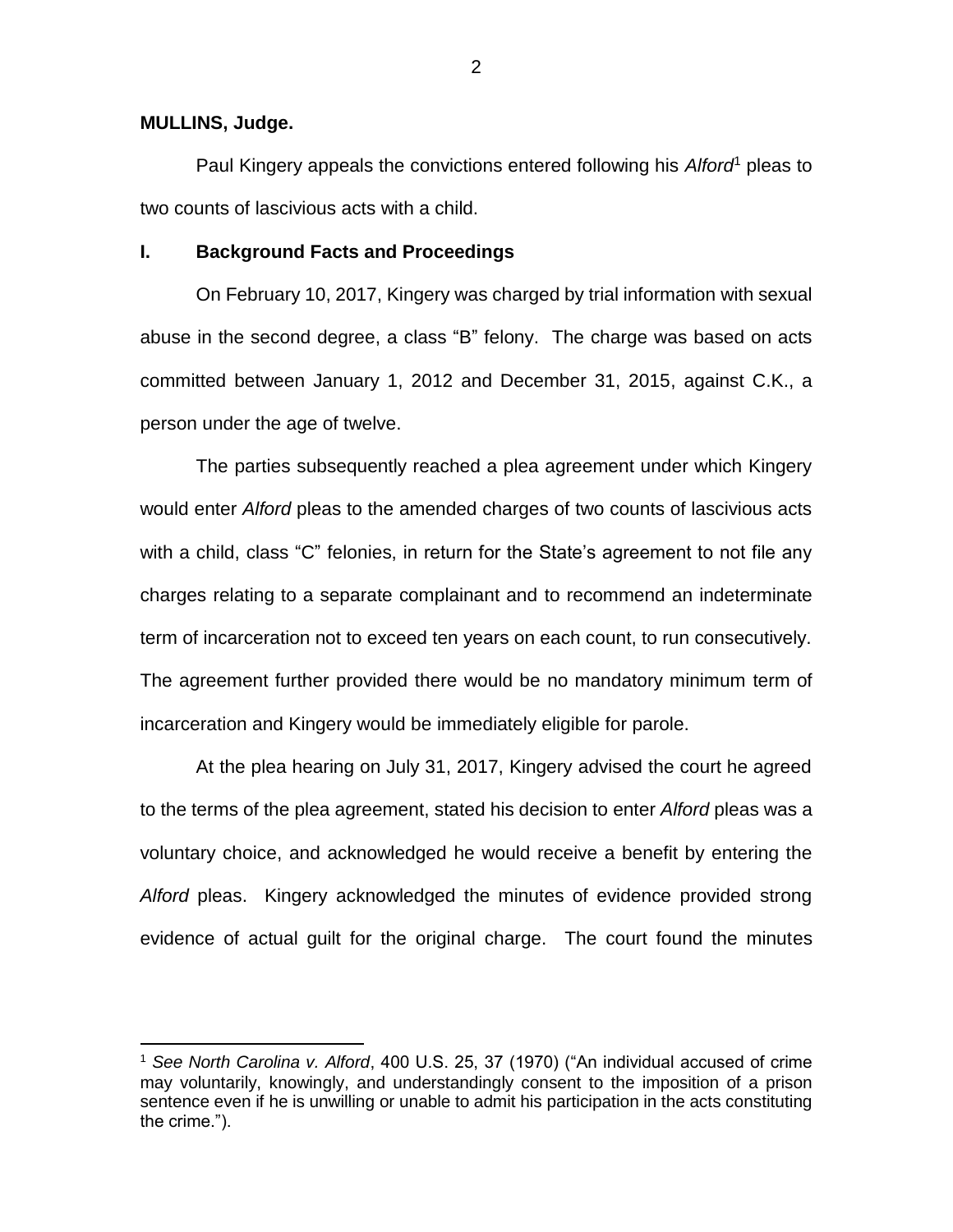**MULLINS, Judge.**

Paul Kingery appeals the convictions entered following his *Alford*[1] pleas to two counts of lascivious acts with a child.

## I. Background Facts and Proceedings

On February 10, 2017, Kingery was charged by trial information with sexual abuse in the second degree, a class "B" felony. The charge was based on acts committed between January 1, 2012 and December 31, 2015, against C.K., a person under the age of twelve.

The parties subsequently reached a plea agreement under which Kingery would enter *Alford* pleas to the amended charges of two counts of lascivious acts with a child, class "C" felonies, in return for the State's agreement to not file any charges relating to a separate complainant and to recommend an indeterminate term of incarceration not to exceed ten years on each count, to run consecutively. The agreement further provided there would be no mandatory minimum term of incarceration and Kingery would be immediately eligible for parole.

At the plea hearing on July 31, 2017, Kingery advised the court he agreed to the terms of the plea agreement, stated his decision to enter *Alford* pleas was a voluntary choice, and acknowledged he would receive a benefit by entering the *Alford* pleas. Kingery acknowledged the minutes of evidence provided strong evidence of actual guilt for the original charge. The court found the minutes

---

[1] *See North Carolina v. Alford*, 400 U.S. 25, 37 (1970) ("An individual accused of crime may voluntarily, knowingly, and understandingly consent to the imposition of a prison sentence even if he is unwilling or unable to admit his participation in the acts constituting the crime.").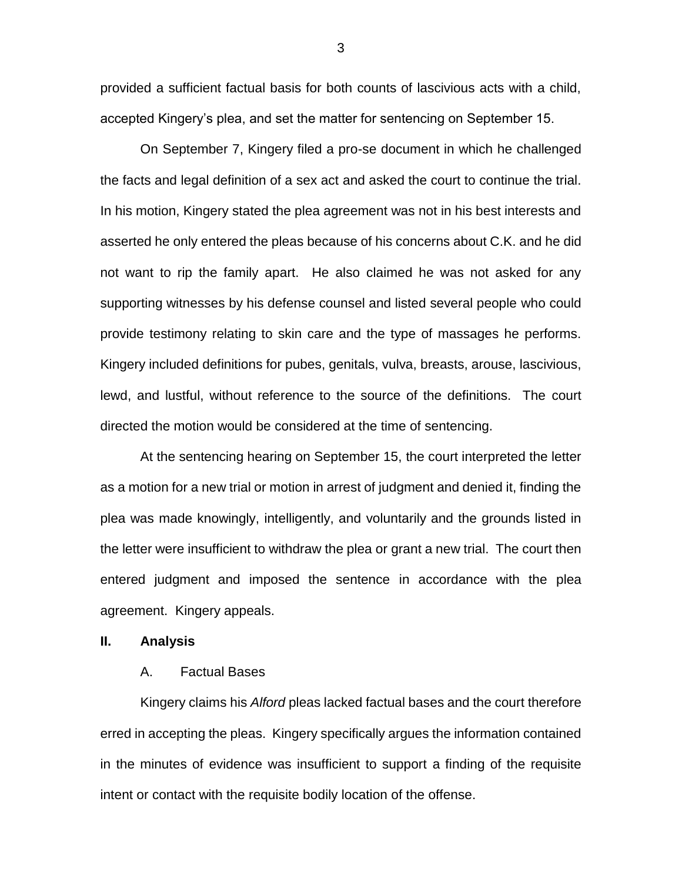provided a sufficient factual basis for both counts of lascivious acts with a child, accepted Kingery's plea, and set the matter for sentencing on September 15.

On September 7, Kingery filed a pro-se document in which he challenged the facts and legal definition of a sex act and asked the court to continue the trial. In his motion, Kingery stated the plea agreement was not in his best interests and asserted he only entered the pleas because of his concerns about C.K. and he did not want to rip the family apart. He also claimed he was not asked for any supporting witnesses by his defense counsel and listed several people who could provide testimony relating to skin care and the type of massages he performs. Kingery included definitions for pubes, genitals, vulva, breasts, arouse, lascivious, lewd, and lustful, without reference to the source of the definitions. The court directed the motion would be considered at the time of sentencing.

At the sentencing hearing on September 15, the court interpreted the letter as a motion for a new trial or motion in arrest of judgment and denied it, finding the plea was made knowingly, intelligently, and voluntarily and the grounds listed in the letter were insufficient to withdraw the plea or grant a new trial. The court then entered judgment and imposed the sentence in accordance with the plea agreement. Kingery appeals.

## II. Analysis

### A. Factual Bases

Kingery claims his *Alford* pleas lacked factual bases and the court therefore erred in accepting the pleas. Kingery specifically argues the information contained in the minutes of evidence was insufficient to support a finding of the requisite intent or contact with the requisite bodily location of the offense.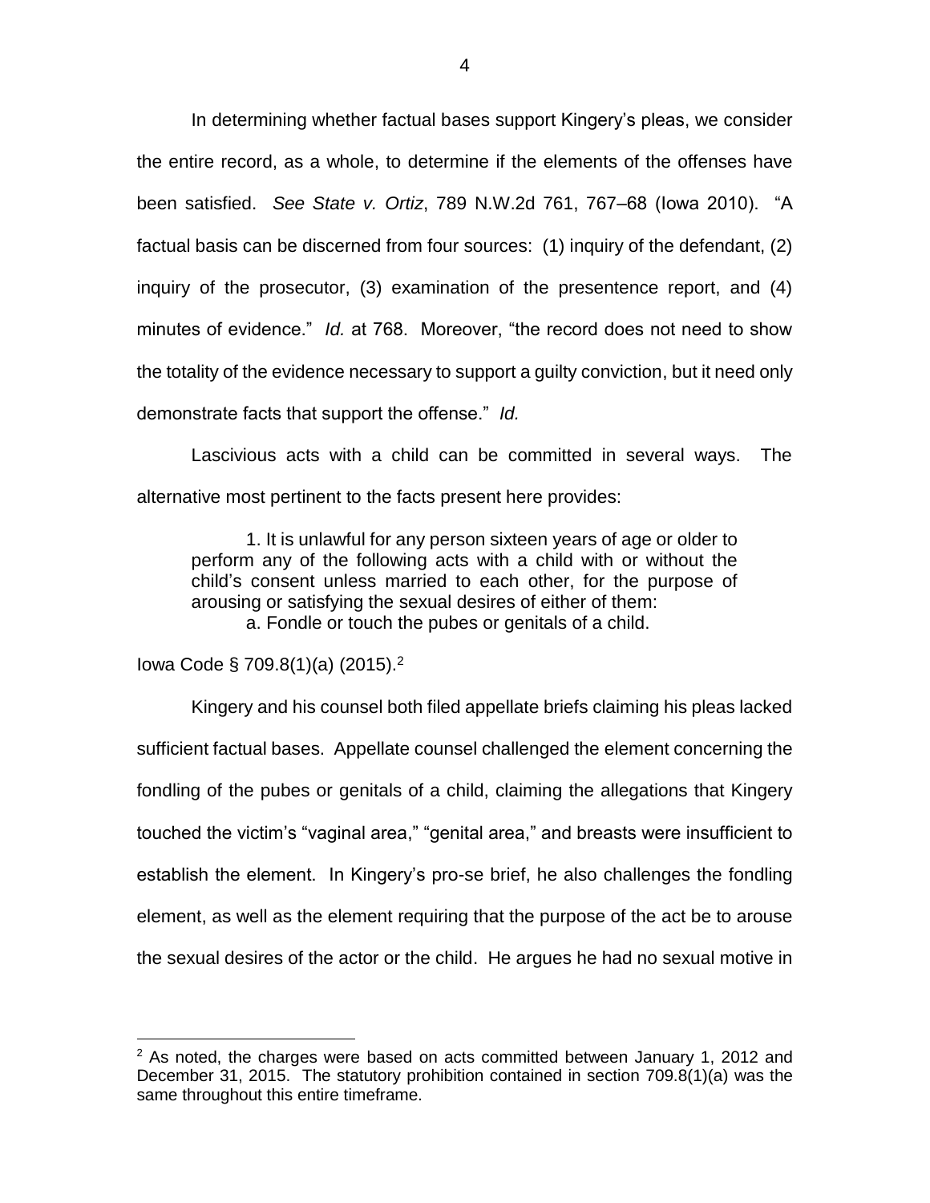In determining whether factual bases support Kingery's pleas, we consider the entire record, as a whole, to determine if the elements of the offenses have been satisfied. *See State v. Ortiz*, 789 N.W.2d 761, 767–68 (Iowa 2010). "A factual basis can be discerned from four sources: (1) inquiry of the defendant, (2) inquiry of the prosecutor, (3) examination of the presentence report, and (4) minutes of evidence." *Id.* at 768. Moreover, "the record does not need to show the totality of the evidence necessary to support a guilty conviction, but it need only demonstrate facts that support the offense." *Id.*

Lascivious acts with a child can be committed in several ways. The alternative most pertinent to the facts present here provides:

> 1. It is unlawful for any person sixteen years of age or older to perform any of the following acts with a child with or without the child's consent unless married to each other, for the purpose of arousing or satisfying the sexual desires of either of them:
>
> a. Fondle or touch the pubes or genitals of a child.

Iowa Code § 709.8(1)(a) (2015).[2]

Kingery and his counsel both filed appellate briefs claiming his pleas lacked sufficient factual bases. Appellate counsel challenged the element concerning the fondling of the pubes or genitals of a child, claiming the allegations that Kingery touched the victim's "vaginal area," "genital area," and breasts were insufficient to establish the element. In Kingery's pro-se brief, he also challenges the fondling element, as well as the element requiring that the purpose of the act be to arouse the sexual desires of the actor or the child. He argues he had no sexual motive in

[2] As noted, the charges were based on acts committed between January 1, 2012 and December 31, 2015. The statutory prohibition contained in section 709.8(1)(a) was the same throughout this entire timeframe.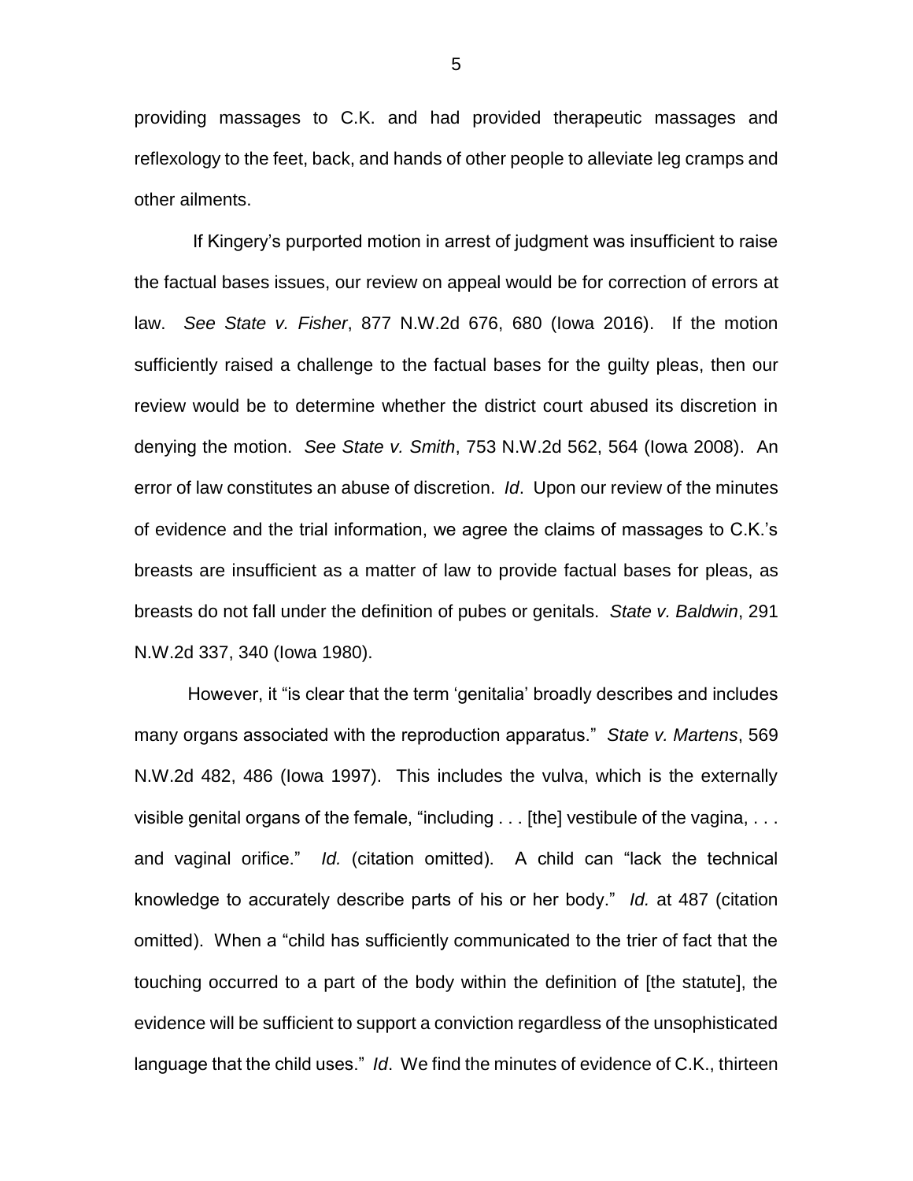providing massages to C.K. and had provided therapeutic massages and reflexology to the feet, back, and hands of other people to alleviate leg cramps and other ailments.

If Kingery's purported motion in arrest of judgment was insufficient to raise the factual bases issues, our review on appeal would be for correction of errors at law. *See State v. Fisher*, 877 N.W.2d 676, 680 (Iowa 2016). If the motion sufficiently raised a challenge to the factual bases for the guilty pleas, then our review would be to determine whether the district court abused its discretion in denying the motion. *See State v. Smith*, 753 N.W.2d 562, 564 (Iowa 2008). An error of law constitutes an abuse of discretion. *Id*. Upon our review of the minutes of evidence and the trial information, we agree the claims of massages to C.K.'s breasts are insufficient as a matter of law to provide factual bases for pleas, as breasts do not fall under the definition of pubes or genitals. *State v. Baldwin*, 291 N.W.2d 337, 340 (Iowa 1980).

However, it "is clear that the term 'genitalia' broadly describes and includes many organs associated with the reproduction apparatus." *State v. Martens*, 569 N.W.2d 482, 486 (Iowa 1997). This includes the vulva, which is the externally visible genital organs of the female, "including . . . [the] vestibule of the vagina, . . . and vaginal orifice." *Id.* (citation omitted). A child can "lack the technical knowledge to accurately describe parts of his or her body." *Id.* at 487 (citation omitted). When a "child has sufficiently communicated to the trier of fact that the touching occurred to a part of the body within the definition of [the statute], the evidence will be sufficient to support a conviction regardless of the unsophisticated language that the child uses." *Id*. We find the minutes of evidence of C.K., thirteen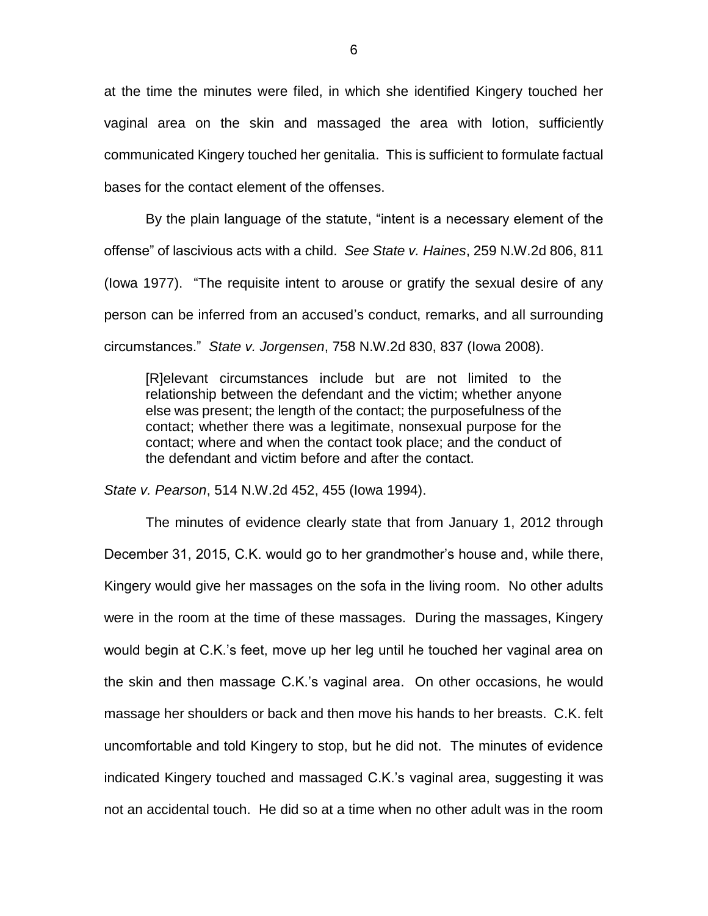at the time the minutes were filed, in which she identified Kingery touched her vaginal area on the skin and massaged the area with lotion, sufficiently communicated Kingery touched her genitalia. This is sufficient to formulate factual bases for the contact element of the offenses.

By the plain language of the statute, "intent is a necessary element of the offense" of lascivious acts with a child. *See State v. Haines*, 259 N.W.2d 806, 811 (Iowa 1977). "The requisite intent to arouse or gratify the sexual desire of any person can be inferred from an accused's conduct, remarks, and all surrounding circumstances." *State v. Jorgensen*, 758 N.W.2d 830, 837 (Iowa 2008).

> [R]elevant circumstances include but are not limited to the relationship between the defendant and the victim; whether anyone else was present; the length of the contact; the purposefulness of the contact; whether there was a legitimate, nonsexual purpose for the contact; where and when the contact took place; and the conduct of the defendant and victim before and after the contact.

*State v. Pearson*, 514 N.W.2d 452, 455 (Iowa 1994).

The minutes of evidence clearly state that from January 1, 2012 through December 31, 2015, C.K. would go to her grandmother's house and, while there, Kingery would give her massages on the sofa in the living room. No other adults were in the room at the time of these massages. During the massages, Kingery would begin at C.K.'s feet, move up her leg until he touched her vaginal area on the skin and then massage C.K.'s vaginal area. On other occasions, he would massage her shoulders or back and then move his hands to her breasts. C.K. felt uncomfortable and told Kingery to stop, but he did not. The minutes of evidence indicated Kingery touched and massaged C.K.'s vaginal area, suggesting it was not an accidental touch. He did so at a time when no other adult was in the room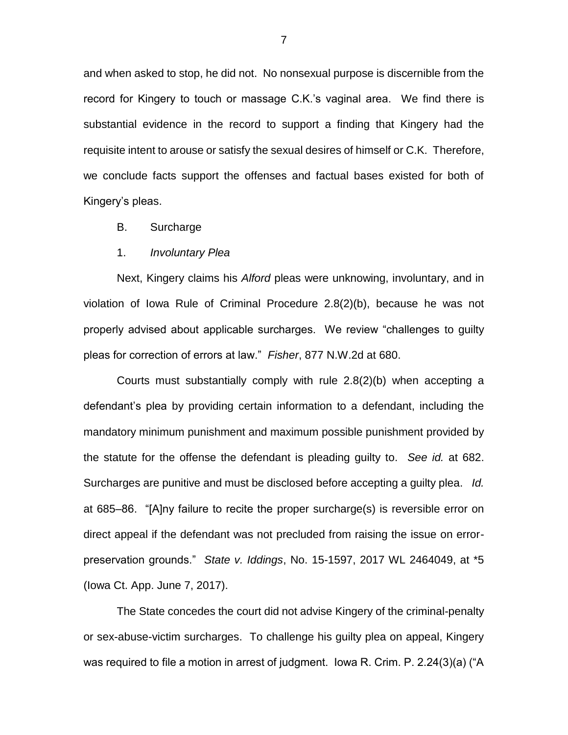and when asked to stop, he did not. No nonsexual purpose is discernible from the record for Kingery to touch or massage C.K.'s vaginal area. We find there is substantial evidence in the record to support a finding that Kingery had the requisite intent to arouse or satisfy the sexual desires of himself or C.K. Therefore, we conclude facts support the offenses and factual bases existed for both of Kingery's pleas.

B. Surcharge

1. *Involuntary Plea*

Next, Kingery claims his *Alford* pleas were unknowing, involuntary, and in violation of Iowa Rule of Criminal Procedure 2.8(2)(b), because he was not properly advised about applicable surcharges. We review "challenges to guilty pleas for correction of errors at law." *Fisher*, 877 N.W.2d at 680.

Courts must substantially comply with rule 2.8(2)(b) when accepting a defendant's plea by providing certain information to a defendant, including the mandatory minimum punishment and maximum possible punishment provided by the statute for the offense the defendant is pleading guilty to. *See id.* at 682. Surcharges are punitive and must be disclosed before accepting a guilty plea. *Id.* at 685–86. "[A]ny failure to recite the proper surcharge(s) is reversible error on direct appeal if the defendant was not precluded from raising the issue on error-preservation grounds." *State v. Iddings*, No. 15-1597, 2017 WL 2464049, at *5 (Iowa Ct. App. June 7, 2017).

The State concedes the court did not advise Kingery of the criminal-penalty or sex-abuse-victim surcharges. To challenge his guilty plea on appeal, Kingery was required to file a motion in arrest of judgment. Iowa R. Crim. P. 2.24(3)(a) ("A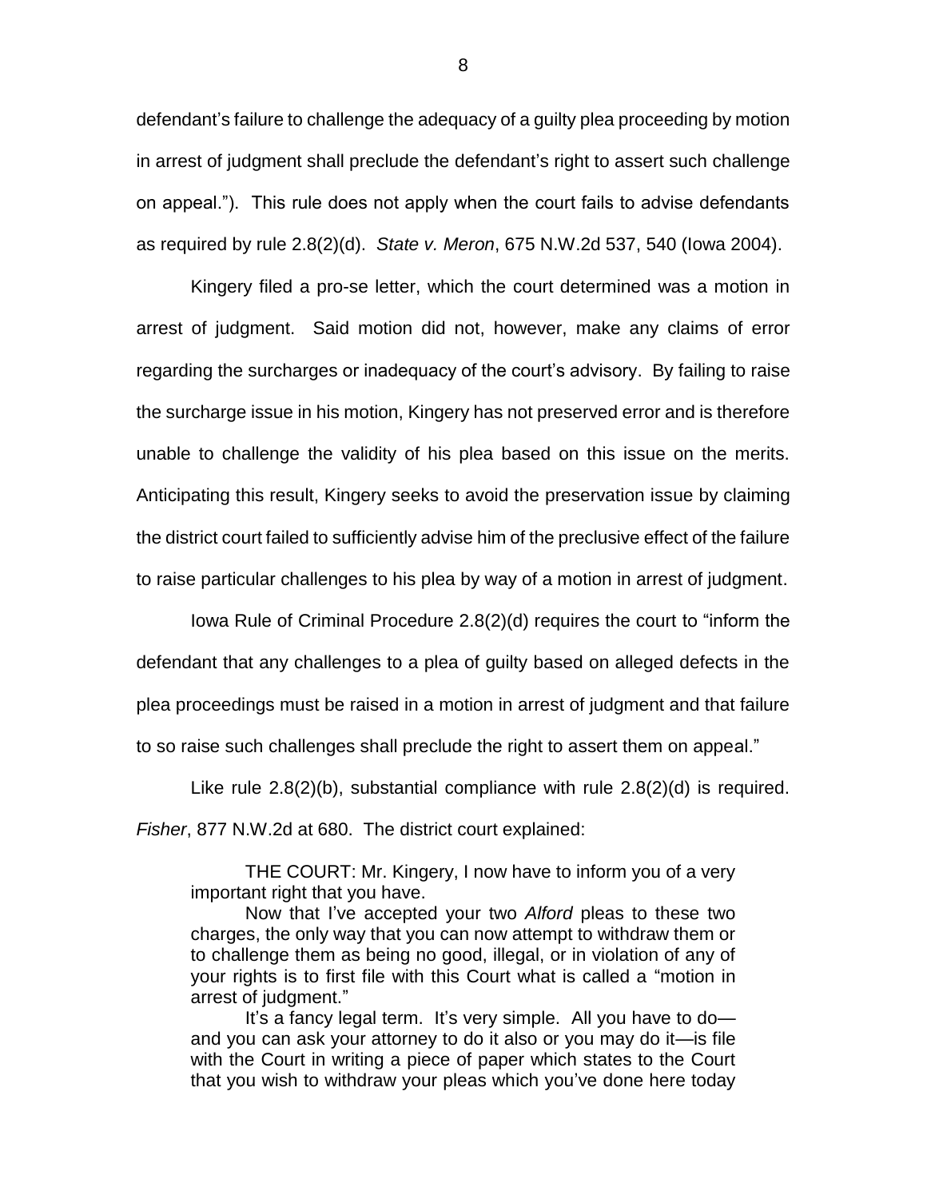defendant's failure to challenge the adequacy of a guilty plea proceeding by motion in arrest of judgment shall preclude the defendant's right to assert such challenge on appeal."). This rule does not apply when the court fails to advise defendants as required by rule 2.8(2)(d). *State v. Meron*, 675 N.W.2d 537, 540 (Iowa 2004).

Kingery filed a pro-se letter, which the court determined was a motion in arrest of judgment. Said motion did not, however, make any claims of error regarding the surcharges or inadequacy of the court's advisory. By failing to raise the surcharge issue in his motion, Kingery has not preserved error and is therefore unable to challenge the validity of his plea based on this issue on the merits. Anticipating this result, Kingery seeks to avoid the preservation issue by claiming the district court failed to sufficiently advise him of the preclusive effect of the failure to raise particular challenges to his plea by way of a motion in arrest of judgment.

Iowa Rule of Criminal Procedure 2.8(2)(d) requires the court to "inform the defendant that any challenges to a plea of guilty based on alleged defects in the plea proceedings must be raised in a motion in arrest of judgment and that failure to so raise such challenges shall preclude the right to assert them on appeal."

Like rule 2.8(2)(b), substantial compliance with rule 2.8(2)(d) is required. *Fisher*, 877 N.W.2d at 680. The district court explained:

> THE COURT: Mr. Kingery, I now have to inform you of a very important right that you have.
>
> Now that I've accepted your two *Alford* pleas to these two charges, the only way that you can now attempt to withdraw them or to challenge them as being no good, illegal, or in violation of any of your rights is to first file with this Court what is called a "motion in arrest of judgment."
>
> It's a fancy legal term. It's very simple. All you have to do—and you can ask your attorney to do it also or you may do it—is file with the Court in writing a piece of paper which states to the Court that you wish to withdraw your pleas which you've done here today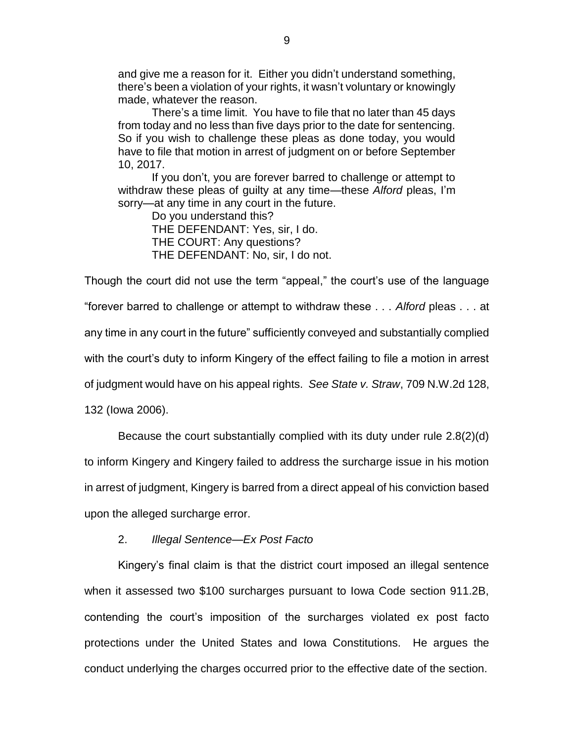> and give me a reason for it. Either you didn't understand something, there's been a violation of your rights, it wasn't voluntary or knowingly made, whatever the reason.
>
> There's a time limit. You have to file that no later than 45 days from today and no less than five days prior to the date for sentencing. So if you wish to challenge these pleas as done today, you would have to file that motion in arrest of judgment on or before September 10, 2017.
>
> If you don't, you are forever barred to challenge or attempt to withdraw these pleas of guilty at any time—these *Alford* pleas, I'm sorry—at any time in any court in the future.
>
> Do you understand this?
>
> THE DEFENDANT: Yes, sir, I do.
>
> THE COURT: Any questions?
>
> THE DEFENDANT: No, sir, I do not.

Though the court did not use the term "appeal," the court's use of the language "forever barred to challenge or attempt to withdraw these . . . *Alford* pleas . . . at any time in any court in the future" sufficiently conveyed and substantially complied with the court's duty to inform Kingery of the effect failing to file a motion in arrest of judgment would have on his appeal rights. *See State v. Straw*, 709 N.W.2d 128, 132 (Iowa 2006).

Because the court substantially complied with its duty under rule 2.8(2)(d) to inform Kingery and Kingery failed to address the surcharge issue in his motion in arrest of judgment, Kingery is barred from a direct appeal of his conviction based upon the alleged surcharge error.

2. *Illegal Sentence—Ex Post Facto*

Kingery's final claim is that the district court imposed an illegal sentence when it assessed two $100 surcharges pursuant to Iowa Code section 911.2B, contending the court's imposition of the surcharges violated ex post facto protections under the United States and Iowa Constitutions. He argues the conduct underlying the charges occurred prior to the effective date of the section.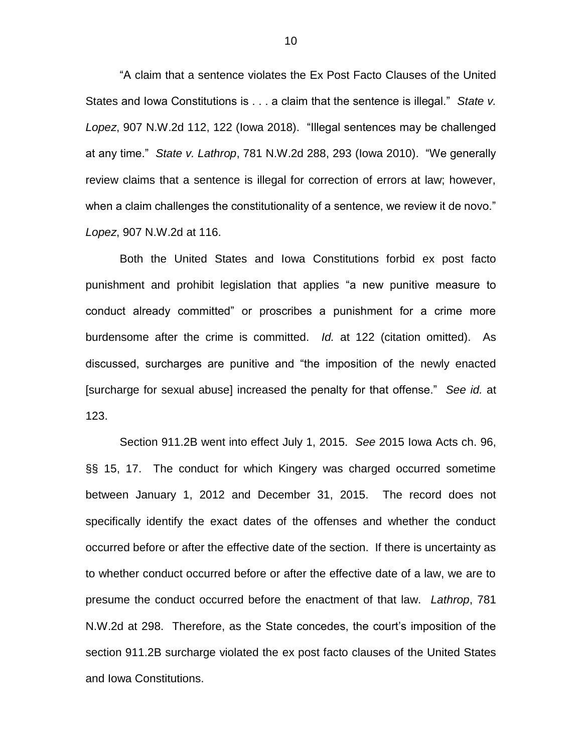"A claim that a sentence violates the Ex Post Facto Clauses of the United States and Iowa Constitutions is . . . a claim that the sentence is illegal." *State v. Lopez*, 907 N.W.2d 112, 122 (Iowa 2018). "Illegal sentences may be challenged at any time." *State v. Lathrop*, 781 N.W.2d 288, 293 (Iowa 2010). "We generally review claims that a sentence is illegal for correction of errors at law; however, when a claim challenges the constitutionality of a sentence, we review it de novo." *Lopez*, 907 N.W.2d at 116.

Both the United States and Iowa Constitutions forbid ex post facto punishment and prohibit legislation that applies "a new punitive measure to conduct already committed" or proscribes a punishment for a crime more burdensome after the crime is committed. *Id.* at 122 (citation omitted). As discussed, surcharges are punitive and "the imposition of the newly enacted [surcharge for sexual abuse] increased the penalty for that offense." *See id.* at 123.

Section 911.2B went into effect July 1, 2015. *See* 2015 Iowa Acts ch. 96, §§ 15, 17. The conduct for which Kingery was charged occurred sometime between January 1, 2012 and December 31, 2015. The record does not specifically identify the exact dates of the offenses and whether the conduct occurred before or after the effective date of the section. If there is uncertainty as to whether conduct occurred before or after the effective date of a law, we are to presume the conduct occurred before the enactment of that law. *Lathrop*, 781 N.W.2d at 298. Therefore, as the State concedes, the court's imposition of the section 911.2B surcharge violated the ex post facto clauses of the United States and Iowa Constitutions.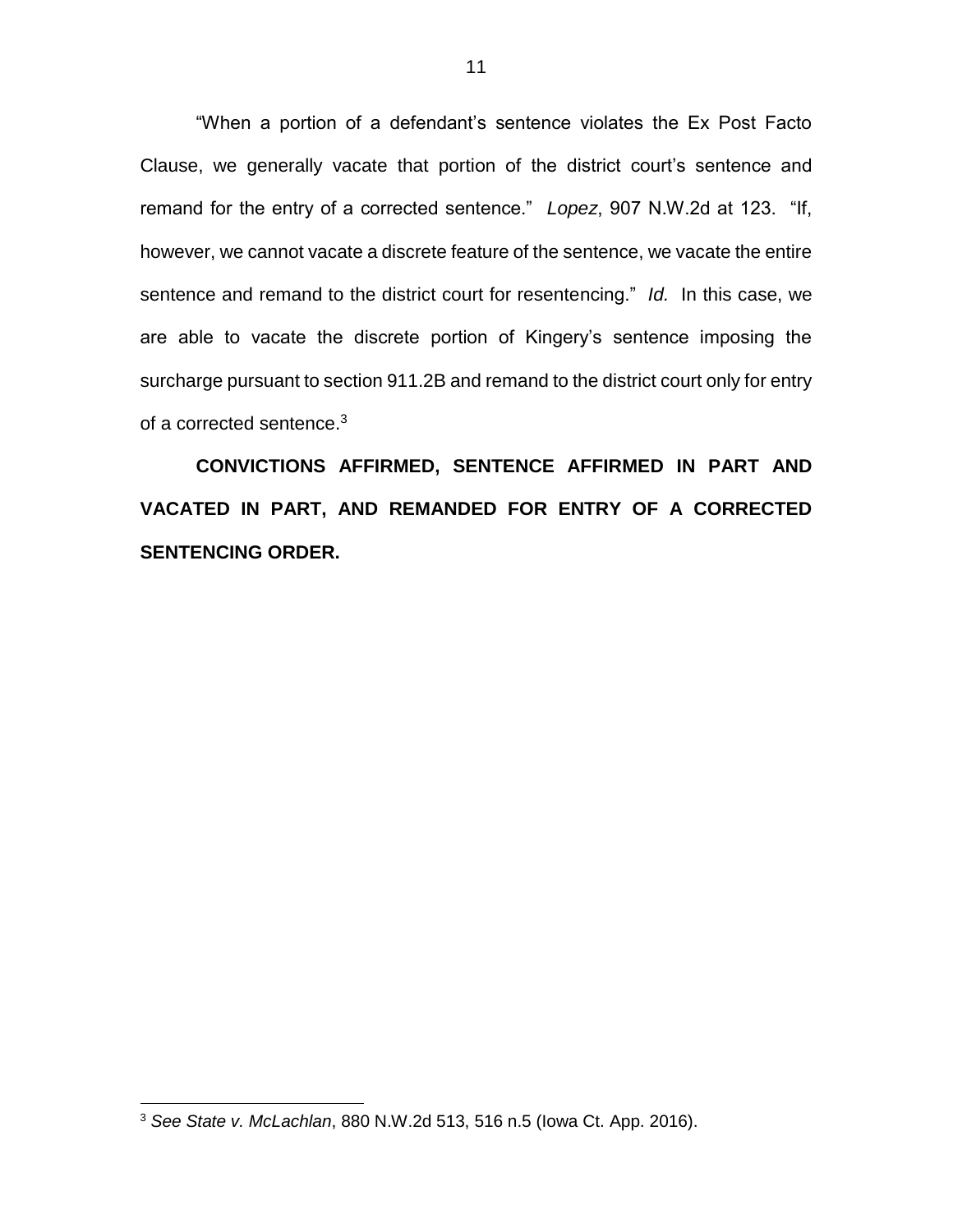"When a portion of a defendant's sentence violates the Ex Post Facto Clause, we generally vacate that portion of the district court's sentence and remand for the entry of a corrected sentence." *Lopez*, 907 N.W.2d at 123. "If, however, we cannot vacate a discrete feature of the sentence, we vacate the entire sentence and remand to the district court for resentencing." *Id.* In this case, we are able to vacate the discrete portion of Kingery's sentence imposing the surcharge pursuant to section 911.2B and remand to the district court only for entry of a corrected sentence.[3]

**CONVICTIONS AFFIRMED, SENTENCE AFFIRMED IN PART AND VACATED IN PART, AND REMANDED FOR ENTRY OF A CORRECTED SENTENCING ORDER.**

---

[3] *See State v. McLachlan*, 880 N.W.2d 513, 516 n.5 (Iowa Ct. App. 2016).